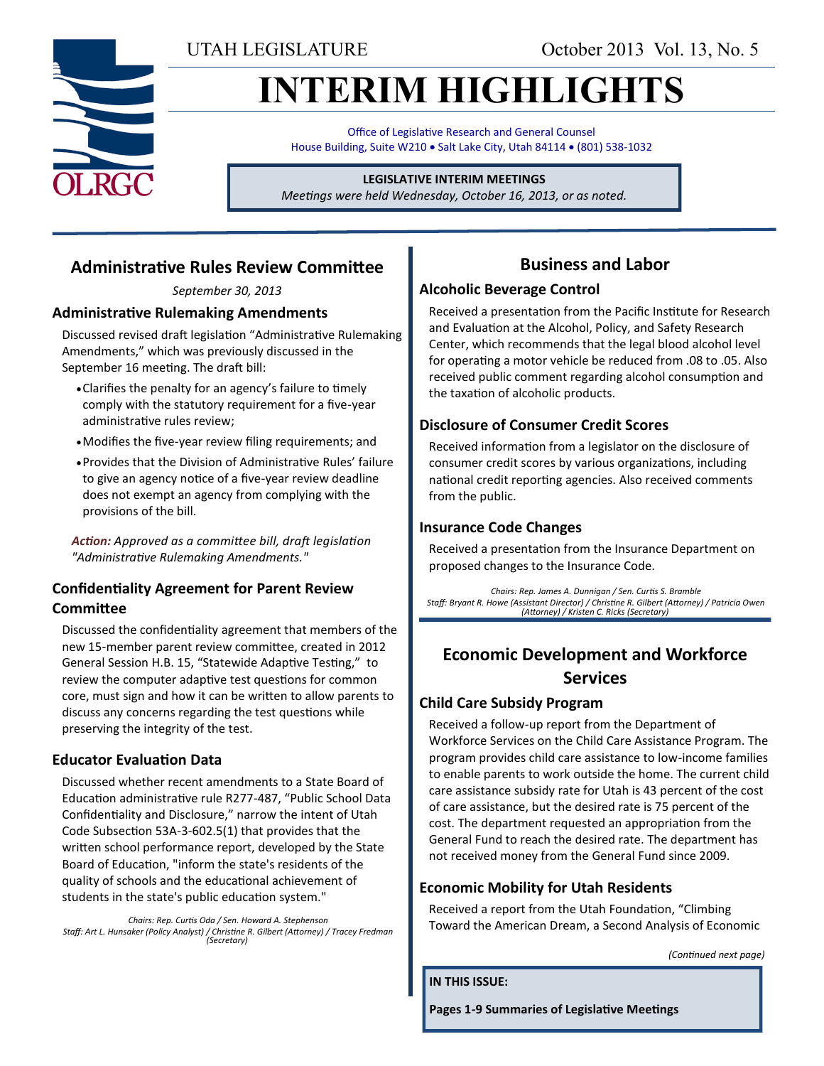UTAH LEGISLATURE

October 2013 Vol. 13, No. 5

# INTERIM HIGHLIGHTS

Office of Legislative Research and General Counsel
House Building, Suite W210 • Salt Lake City, Utah 84114 • (801) 538-1032

**LEGISLATIVE INTERIM MEETINGS**
*Meetings were held Wednesday, October 16, 2013, or as noted.*

## Administrative Rules Review Committee

*September 30, 2013*

### Administrative Rulemaking Amendments

Discussed revised draft legislation "Administrative Rulemaking Amendments," which was previously discussed in the September 16 meeting. The draft bill:

- Clarifies the penalty for an agency's failure to timely comply with the statutory requirement for a five-year administrative rules review;
- Modifies the five-year review filing requirements; and
- Provides that the Division of Administrative Rules' failure to give an agency notice of a five-year review deadline does not exempt an agency from complying with the provisions of the bill.

***Action:*** *Approved as a committee bill, draft legislation "Administrative Rulemaking Amendments."*

### Confidentiality Agreement for Parent Review Committee

Discussed the confidentiality agreement that members of the new 15-member parent review committee, created in 2012 General Session H.B. 15, "Statewide Adaptive Testing," to review the computer adaptive test questions for common core, must sign and how it can be written to allow parents to discuss any concerns regarding the test questions while preserving the integrity of the test.

### Educator Evaluation Data

Discussed whether recent amendments to a State Board of Education administrative rule R277-487, "Public School Data Confidentiality and Disclosure," narrow the intent of Utah Code Subsection 53A-3-602.5(1) that provides that the written school performance report, developed by the State Board of Education, "inform the state's residents of the quality of schools and the educational achievement of students in the state's public education system."

*Chairs: Rep. Curtis Oda / Sen. Howard A. Stephenson*
*Staff: Art L. Hunsaker (Policy Analyst) / Christine R. Gilbert (Attorney) / Tracey Fredman (Secretary)*

## Business and Labor

### Alcoholic Beverage Control

Received a presentation from the Pacific Institute for Research and Evaluation at the Alcohol, Policy, and Safety Research Center, which recommends that the legal blood alcohol level for operating a motor vehicle be reduced from .08 to .05. Also received public comment regarding alcohol consumption and the taxation of alcoholic products.

### Disclosure of Consumer Credit Scores

Received information from a legislator on the disclosure of consumer credit scores by various organizations, including national credit reporting agencies. Also received comments from the public.

### Insurance Code Changes

Received a presentation from the Insurance Department on proposed changes to the Insurance Code.

*Chairs: Rep. James A. Dunnigan / Sen. Curtis S. Bramble*
*Staff: Bryant R. Howe (Assistant Director) / Christine R. Gilbert (Attorney) / Patricia Owen (Attorney) / Kristen C. Ricks (Secretary)*

## Economic Development and Workforce Services

### Child Care Subsidy Program

Received a follow-up report from the Department of Workforce Services on the Child Care Assistance Program. The program provides child care assistance to low-income families to enable parents to work outside the home. The current child care assistance subsidy rate for Utah is 43 percent of the cost of care assistance, but the desired rate is 75 percent of the cost. The department requested an appropriation from the General Fund to reach the desired rate. The department has not received money from the General Fund since 2009.

### Economic Mobility for Utah Residents

Received a report from the Utah Foundation, "Climbing Toward the American Dream, a Second Analysis of Economic

*(Continued next page)*

**IN THIS ISSUE:**

**Pages 1-9 Summaries of Legislative Meetings**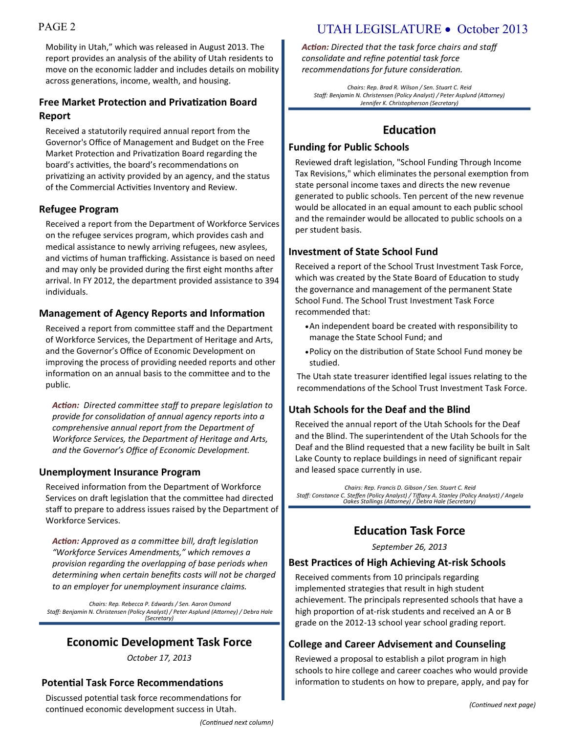Mobility in Utah," which was released in August 2013. The report provides an analysis of the ability of Utah residents to move on the economic ladder and includes details on mobility across generations, income, wealth, and housing.

### Free Market Protection and Privatization Board Report

Received a statutorily required annual report from the Governor's Office of Management and Budget on the Free Market Protection and Privatization Board regarding the board's activities, the board's recommendations on privatizing an activity provided by an agency, and the status of the Commercial Activities Inventory and Review.

### Refugee Program

Received a report from the Department of Workforce Services on the refugee services program, which provides cash and medical assistance to newly arriving refugees, new asylees, and victims of human trafficking. Assistance is based on need and may only be provided during the first eight months after arrival. In FY 2012, the department provided assistance to 394 individuals.

### Management of Agency Reports and Information

Received a report from committee staff and the Department of Workforce Services, the Department of Heritage and Arts, and the Governor's Office of Economic Development on improving the process of providing needed reports and other information on an annual basis to the committee and to the public.

***Action:*** *Directed committee staff to prepare legislation to provide for consolidation of annual agency reports into a comprehensive annual report from the Department of Workforce Services, the Department of Heritage and Arts, and the Governor's Office of Economic Development.*

### Unemployment Insurance Program

Received information from the Department of Workforce Services on draft legislation that the committee had directed staff to prepare to address issues raised by the Department of Workforce Services.

***Action:*** *Approved as a committee bill, draft legislation "Workforce Services Amendments," which removes a provision regarding the overlapping of base periods when determining when certain benefits costs will not be charged to an employer for unemployment insurance claims.*

*Chairs: Rep. Rebecca P. Edwards / Sen. Aaron Osmond*
*Staff: Benjamin N. Christensen (Policy Analyst) / Peter Asplund (Attorney) / Debra Hale (Secretary)*

## Economic Development Task Force

*October 17, 2013*

### Potential Task Force Recommendations

Discussed potential task force recommendations for continued economic development success in Utah.

***Action:*** *Directed that the task force chairs and staff consolidate and refine potential task force recommendations for future consideration.*

*Chairs: Rep. Brad R. Wilson / Sen. Stuart C. Reid*
*Staff: Benjamin N. Christensen (Policy Analyst) / Peter Asplund (Attorney)*
*Jennifer K. Christopherson (Secretary)*

## Education

### Funding for Public Schools

Reviewed draft legislation, "School Funding Through Income Tax Revisions," which eliminates the personal exemption from state personal income taxes and directs the new revenue generated to public schools. Ten percent of the new revenue would be allocated in an equal amount to each public school and the remainder would be allocated to public schools on a per student basis.

### Investment of State School Fund

Received a report of the School Trust Investment Task Force, which was created by the State Board of Education to study the governance and management of the permanent State School Fund. The School Trust Investment Task Force recommended that:

- An independent board be created with responsibility to manage the State School Fund; and
- Policy on the distribution of State School Fund money be studied.

The Utah state treasurer identified legal issues relating to the recommendations of the School Trust Investment Task Force.

### Utah Schools for the Deaf and the Blind

Received the annual report of the Utah Schools for the Deaf and the Blind. The superintendent of the Utah Schools for the Deaf and the Blind requested that a new facility be built in Salt Lake County to replace buildings in need of significant repair and leased space currently in use.

*Chairs: Rep. Francis D. Gibson / Sen. Stuart C. Reid*
*Staff: Constance C. Steffen (Policy Analyst) / Tiffany A. Stanley (Policy Analyst) / Angela Oakes Stallings (Attorney) / Debra Hale (Secretary)*

## Education Task Force

*September 26, 2013*

### Best Practices of High Achieving At-risk Schools

Received comments from 10 principals regarding implemented strategies that result in high student achievement. The principals represented schools that have a high proportion of at-risk students and received an A or B grade on the 2012-13 school year school grading report.

### College and Career Advisement and Counseling

Reviewed a proposal to establish a pilot program in high schools to hire college and career coaches who would provide information to students on how to prepare, apply, and pay for

*(Continued next page)*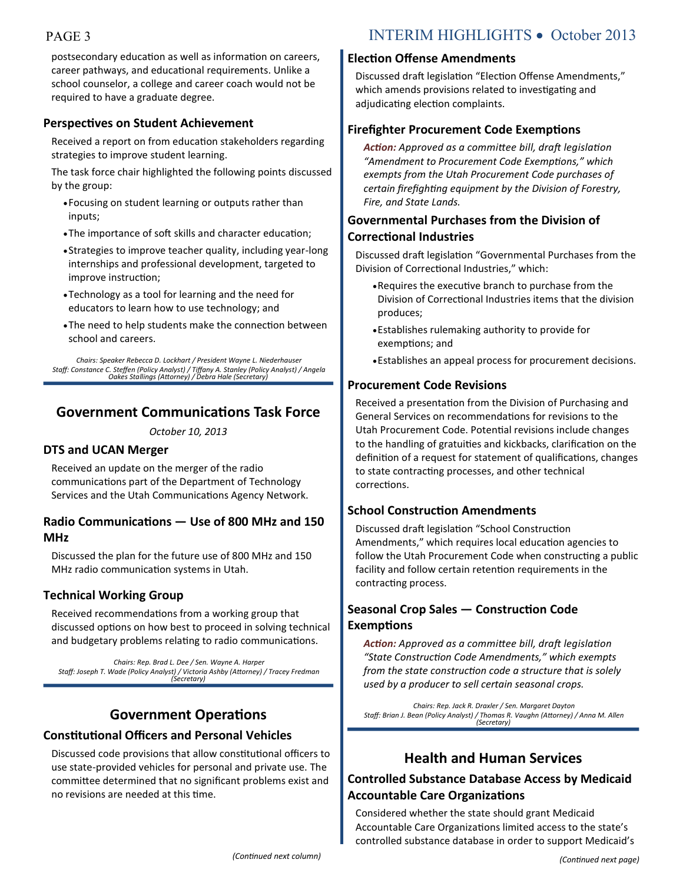postsecondary education as well as information on careers, career pathways, and educational requirements. Unlike a school counselor, a college and career coach would not be required to have a graduate degree.

### Perspectives on Student Achievement

Received a report on from education stakeholders regarding strategies to improve student learning.

The task force chair highlighted the following points discussed by the group:

- Focusing on student learning or outputs rather than inputs;
- The importance of soft skills and character education;
- Strategies to improve teacher quality, including year-long internships and professional development, targeted to improve instruction;
- Technology as a tool for learning and the need for educators to learn how to use technology; and
- The need to help students make the connection between school and careers.

*Chairs: Speaker Rebecca D. Lockhart / President Wayne L. Niederhauser*
*Staff: Constance C. Steffen (Policy Analyst) / Tiffany A. Stanley (Policy Analyst) / Angela Oakes Stallings (Attorney) / Debra Hale (Secretary)*

## Government Communications Task Force

*October 10, 2013*

### DTS and UCAN Merger

Received an update on the merger of the radio communications part of the Department of Technology Services and the Utah Communications Agency Network.

### Radio Communications — Use of 800 MHz and 150 MHz

Discussed the plan for the future use of 800 MHz and 150 MHz radio communication systems in Utah.

### Technical Working Group

Received recommendations from a working group that discussed options on how best to proceed in solving technical and budgetary problems relating to radio communications.

*Chairs: Rep. Brad L. Dee / Sen. Wayne A. Harper*
*Staff: Joseph T. Wade (Policy Analyst) / Victoria Ashby (Attorney) / Tracey Fredman (Secretary)*

## Government Operations

### Constitutional Officers and Personal Vehicles

Discussed code provisions that allow constitutional officers to use state-provided vehicles for personal and private use. The committee determined that no significant problems exist and no revisions are needed at this time.

### Election Offense Amendments

Discussed draft legislation "Election Offense Amendments," which amends provisions related to investigating and adjudicating election complaints.

### Firefighter Procurement Code Exemptions

***Action:*** *Approved as a committee bill, draft legislation "Amendment to Procurement Code Exemptions," which exempts from the Utah Procurement Code purchases of certain firefighting equipment by the Division of Forestry, Fire, and State Lands.*

### Governmental Purchases from the Division of Correctional Industries

Discussed draft legislation "Governmental Purchases from the Division of Correctional Industries," which:

- Requires the executive branch to purchase from the Division of Correctional Industries items that the division produces;
- Establishes rulemaking authority to provide for exemptions; and
- Establishes an appeal process for procurement decisions.

### Procurement Code Revisions

Received a presentation from the Division of Purchasing and General Services on recommendations for revisions to the Utah Procurement Code. Potential revisions include changes to the handling of gratuities and kickbacks, clarification on the definition of a request for statement of qualifications, changes to state contracting processes, and other technical corrections.

### School Construction Amendments

Discussed draft legislation "School Construction Amendments," which requires local education agencies to follow the Utah Procurement Code when constructing a public facility and follow certain retention requirements in the contracting process.

### Seasonal Crop Sales — Construction Code Exemptions

***Action:*** *Approved as a committee bill, draft legislation "State Construction Code Amendments," which exempts from the state construction code a structure that is solely used by a producer to sell certain seasonal crops.*

*Chairs: Rep. Jack R. Draxler / Sen. Margaret Dayton*
*Staff: Brian J. Bean (Policy Analyst) / Thomas R. Vaughn (Attorney) / Anna M. Allen (Secretary)*

## Health and Human Services

### Controlled Substance Database Access by Medicaid Accountable Care Organizations

Considered whether the state should grant Medicaid Accountable Care Organizations limited access to the state's controlled substance database in order to support Medicaid's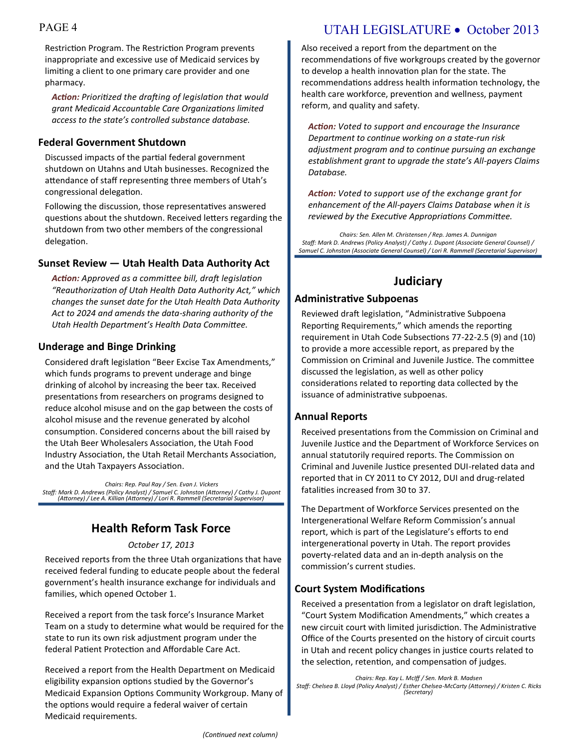Restriction Program. The Restriction Program prevents inappropriate and excessive use of Medicaid services by limiting a client to one primary care provider and one pharmacy.

***Action:*** *Prioritized the drafting of legislation that would grant Medicaid Accountable Care Organizations limited access to the state's controlled substance database.*

### Federal Government Shutdown

Discussed impacts of the partial federal government shutdown on Utahns and Utah businesses. Recognized the attendance of staff representing three members of Utah's congressional delegation.

Following the discussion, those representatives answered questions about the shutdown. Received letters regarding the shutdown from two other members of the congressional delegation.

### Sunset Review — Utah Health Data Authority Act

***Action:*** *Approved as a committee bill, draft legislation "Reauthorization of Utah Health Data Authority Act," which changes the sunset date for the Utah Health Data Authority Act to 2024 and amends the data-sharing authority of the Utah Health Department's Health Data Committee.*

### Underage and Binge Drinking

Considered draft legislation "Beer Excise Tax Amendments," which funds programs to prevent underage and binge drinking of alcohol by increasing the beer tax. Received presentations from researchers on programs designed to reduce alcohol misuse and on the gap between the costs of alcohol misuse and the revenue generated by alcohol consumption. Considered concerns about the bill raised by the Utah Beer Wholesalers Association, the Utah Food Industry Association, the Utah Retail Merchants Association, and the Utah Taxpayers Association.

*Chairs: Rep. Paul Ray / Sen. Evan J. Vickers*
*Staff: Mark D. Andrews (Policy Analyst) / Samuel C. Johnston (Attorney) / Cathy J. Dupont (Attorney) / Lee A. Killian (Attorney) / Lori R. Rammell (Secretarial Supervisor)*

## Health Reform Task Force

*October 17, 2013*

Received reports from the three Utah organizations that have received federal funding to educate people about the federal government's health insurance exchange for individuals and families, which opened October 1.

Received a report from the task force's Insurance Market Team on a study to determine what would be required for the state to run its own risk adjustment program under the federal Patient Protection and Affordable Care Act.

Received a report from the Health Department on Medicaid eligibility expansion options studied by the Governor's Medicaid Expansion Options Community Workgroup. Many of the options would require a federal waiver of certain Medicaid requirements.

Also received a report from the department on the recommendations of five workgroups created by the governor to develop a health innovation plan for the state. The recommendations address health information technology, the health care workforce, prevention and wellness, payment reform, and quality and safety.

***Action:*** *Voted to support and encourage the Insurance Department to continue working on a state-run risk adjustment program and to continue pursuing an exchange establishment grant to upgrade the state's All-payers Claims Database.*

***Action:*** *Voted to support use of the exchange grant for enhancement of the All-payers Claims Database when it is reviewed by the Executive Appropriations Committee.*

*Chairs: Sen. Allen M. Christensen / Rep. James A. Dunnigan*
*Staff: Mark D. Andrews (Policy Analyst) / Cathy J. Dupont (Associate General Counsel) / Samuel C. Johnston (Associate General Counsel) / Lori R. Rammell (Secretarial Supervisor)*

## Judiciary

### Administrative Subpoenas

Reviewed draft legislation, "Administrative Subpoena Reporting Requirements," which amends the reporting requirement in Utah Code Subsections 77-22-2.5 (9) and (10) to provide a more accessible report, as prepared by the Commission on Criminal and Juvenile Justice. The committee discussed the legislation, as well as other policy considerations related to reporting data collected by the issuance of administrative subpoenas.

### Annual Reports

Received presentations from the Commission on Criminal and Juvenile Justice and the Department of Workforce Services on annual statutorily required reports. The Commission on Criminal and Juvenile Justice presented DUI-related data and reported that in CY 2011 to CY 2012, DUI and drug-related fatalities increased from 30 to 37.

The Department of Workforce Services presented on the Intergenerational Welfare Reform Commission's annual report, which is part of the Legislature's efforts to end intergenerational poverty in Utah. The report provides poverty-related data and an in-depth analysis on the commission's current studies.

### Court System Modifications

Received a presentation from a legislator on draft legislation, "Court System Modification Amendments," which creates a new circuit court with limited jurisdiction. The Administrative Office of the Courts presented on the history of circuit courts in Utah and recent policy changes in justice courts related to the selection, retention, and compensation of judges.

*Chairs: Rep. Kay L. McIff / Sen. Mark B. Madsen*
*Staff: Chelsea B. Lloyd (Policy Analyst) / Esther Chelsea-McCarty (Attorney) / Kristen C. Ricks (Secretary)*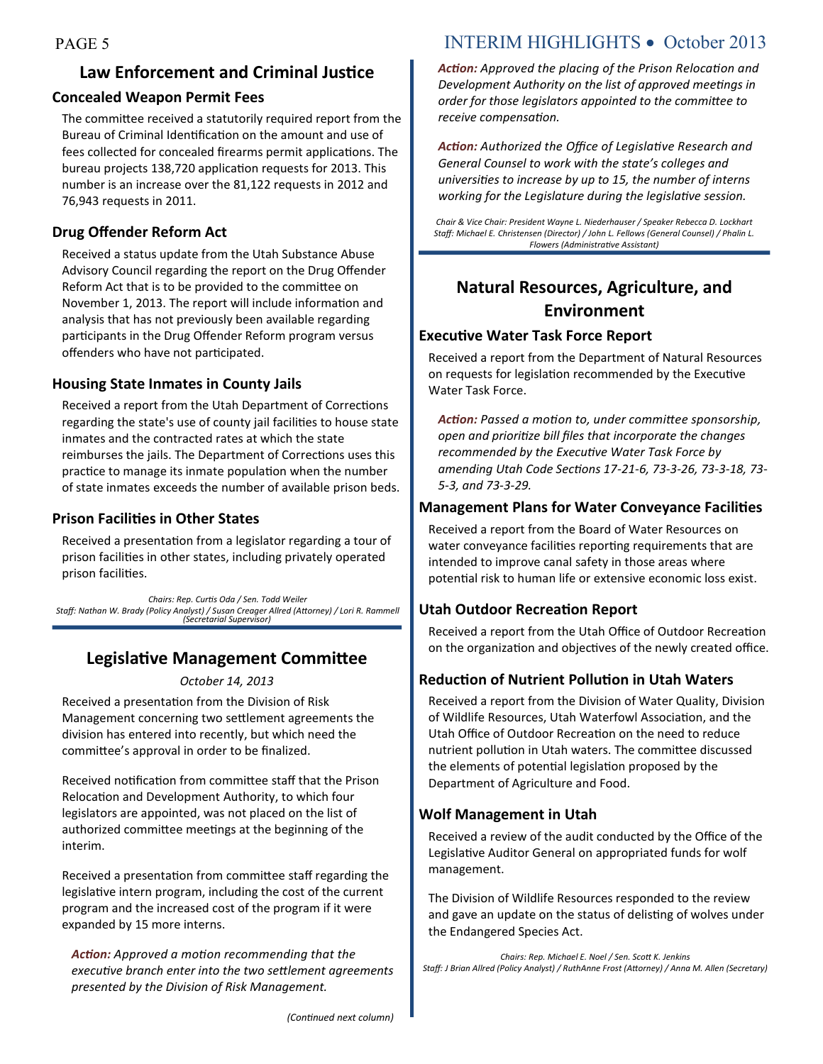## Law Enforcement and Criminal Justice

### Concealed Weapon Permit Fees

The committee received a statutorily required report from the Bureau of Criminal Identification on the amount and use of fees collected for concealed firearms permit applications. The bureau projects 138,720 application requests for 2013. This number is an increase over the 81,122 requests in 2012 and 76,943 requests in 2011.

### Drug Offender Reform Act

Received a status update from the Utah Substance Abuse Advisory Council regarding the report on the Drug Offender Reform Act that is to be provided to the committee on November 1, 2013. The report will include information and analysis that has not previously been available regarding participants in the Drug Offender Reform program versus offenders who have not participated.

### Housing State Inmates in County Jails

Received a report from the Utah Department of Corrections regarding the state's use of county jail facilities to house state inmates and the contracted rates at which the state reimburses the jails. The Department of Corrections uses this practice to manage its inmate population when the number of state inmates exceeds the number of available prison beds.

### Prison Facilities in Other States

Received a presentation from a legislator regarding a tour of prison facilities in other states, including privately operated prison facilities.

*Chairs: Rep. Curtis Oda / Sen. Todd Weiler*
*Staff: Nathan W. Brady (Policy Analyst) / Susan Creager Allred (Attorney) / Lori R. Rammell (Secretarial Supervisor)*

## Legislative Management Committee

*October 14, 2013*

Received a presentation from the Division of Risk Management concerning two settlement agreements the division has entered into recently, but which need the committee's approval in order to be finalized.

Received notification from committee staff that the Prison Relocation and Development Authority, to which four legislators are appointed, was not placed on the list of authorized committee meetings at the beginning of the interim.

Received a presentation from committee staff regarding the legislative intern program, including the cost of the current program and the increased cost of the program if it were expanded by 15 more interns.

***Action:*** *Approved a motion recommending that the executive branch enter into the two settlement agreements presented by the Division of Risk Management.*

***Action:*** *Approved the placing of the Prison Relocation and Development Authority on the list of approved meetings in order for those legislators appointed to the committee to receive compensation.*

***Action:*** *Authorized the Office of Legislative Research and General Counsel to work with the state's colleges and universities to increase by up to 15, the number of interns working for the Legislature during the legislative session.*

*Chair & Vice Chair: President Wayne L. Niederhauser / Speaker Rebecca D. Lockhart*
*Staff: Michael E. Christensen (Director) / John L. Fellows (General Counsel) / Phalin L. Flowers (Administrative Assistant)*

## Natural Resources, Agriculture, and Environment

### Executive Water Task Force Report

Received a report from the Department of Natural Resources on requests for legislation recommended by the Executive Water Task Force.

***Action:*** *Passed a motion to, under committee sponsorship, open and prioritize bill files that incorporate the changes recommended by the Executive Water Task Force by amending Utah Code Sections 17-21-6, 73-3-26, 73-3-18, 73-5-3, and 73-3-29.*

### Management Plans for Water Conveyance Facilities

Received a report from the Board of Water Resources on water conveyance facilities reporting requirements that are intended to improve canal safety in those areas where potential risk to human life or extensive economic loss exist.

### Utah Outdoor Recreation Report

Received a report from the Utah Office of Outdoor Recreation on the organization and objectives of the newly created office.

### Reduction of Nutrient Pollution in Utah Waters

Received a report from the Division of Water Quality, Division of Wildlife Resources, Utah Waterfowl Association, and the Utah Office of Outdoor Recreation on the need to reduce nutrient pollution in Utah waters. The committee discussed the elements of potential legislation proposed by the Department of Agriculture and Food.

### Wolf Management in Utah

Received a review of the audit conducted by the Office of the Legislative Auditor General on appropriated funds for wolf management.

The Division of Wildlife Resources responded to the review and gave an update on the status of delisting of wolves under the Endangered Species Act.

*Chairs: Rep. Michael E. Noel / Sen. Scott K. Jenkins*
*Staff: J Brian Allred (Policy Analyst) / RuthAnne Frost (Attorney) / Anna M. Allen (Secretary)*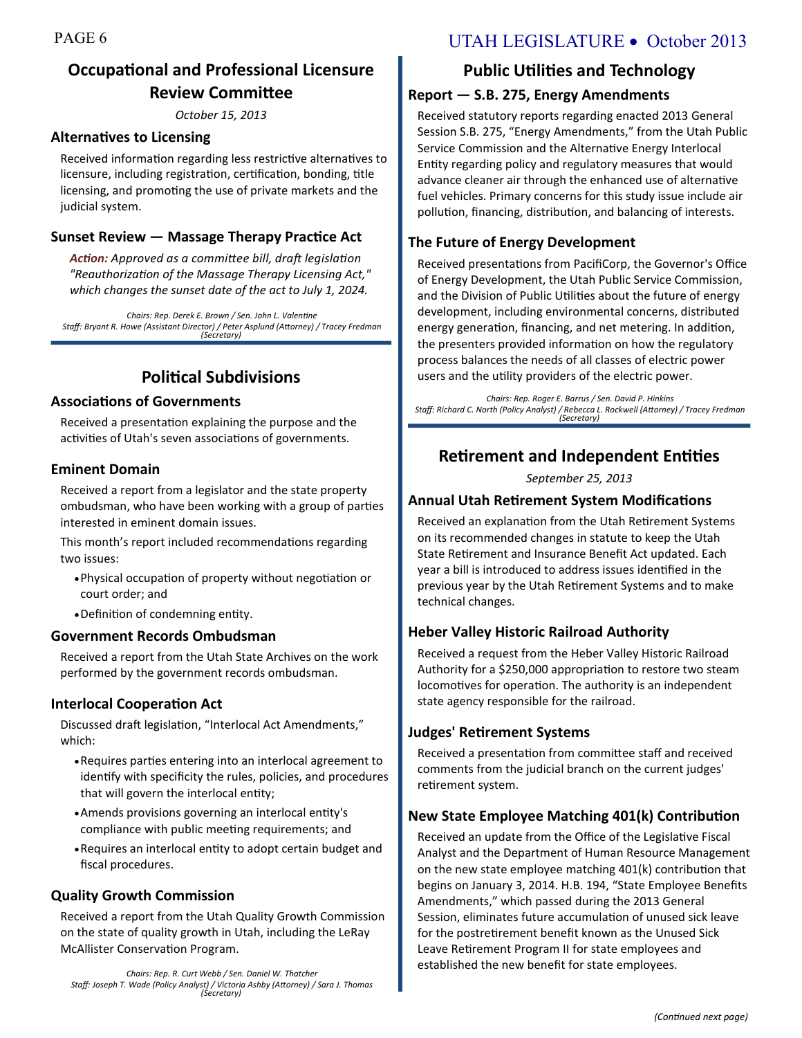## Occupational and Professional Licensure Review Committee

*October 15, 2013*

### Alternatives to Licensing

Received information regarding less restrictive alternatives to licensure, including registration, certification, bonding, title licensing, and promoting the use of private markets and the judicial system.

### Sunset Review — Massage Therapy Practice Act

***Action:*** *Approved as a committee bill, draft legislation "Reauthorization of the Massage Therapy Licensing Act," which changes the sunset date of the act to July 1, 2024.*

*Chairs: Rep. Derek E. Brown / Sen. John L. Valentine*
*Staff: Bryant R. Howe (Assistant Director) / Peter Asplund (Attorney) / Tracey Fredman (Secretary)*

## Political Subdivisions

### Associations of Governments

Received a presentation explaining the purpose and the activities of Utah's seven associations of governments.

### Eminent Domain

Received a report from a legislator and the state property ombudsman, who have been working with a group of parties interested in eminent domain issues.

This month's report included recommendations regarding two issues:

- Physical occupation of property without negotiation or court order; and
- Definition of condemning entity.

### Government Records Ombudsman

Received a report from the Utah State Archives on the work performed by the government records ombudsman.

### Interlocal Cooperation Act

Discussed draft legislation, "Interlocal Act Amendments," which:

- Requires parties entering into an interlocal agreement to identify with specificity the rules, policies, and procedures that will govern the interlocal entity;
- Amends provisions governing an interlocal entity's compliance with public meeting requirements; and
- Requires an interlocal entity to adopt certain budget and fiscal procedures.

### Quality Growth Commission

Received a report from the Utah Quality Growth Commission on the state of quality growth in Utah, including the LeRay McAllister Conservation Program.

*Chairs: Rep. R. Curt Webb / Sen. Daniel W. Thatcher*
*Staff: Joseph T. Wade (Policy Analyst) / Victoria Ashby (Attorney) / Sara J. Thomas (Secretary)*

## Public Utilities and Technology

### Report — S.B. 275, Energy Amendments

Received statutory reports regarding enacted 2013 General Session S.B. 275, "Energy Amendments," from the Utah Public Service Commission and the Alternative Energy Interlocal Entity regarding policy and regulatory measures that would advance cleaner air through the enhanced use of alternative fuel vehicles. Primary concerns for this study issue include air pollution, financing, distribution, and balancing of interests.

### The Future of Energy Development

Received presentations from PacifiCorp, the Governor's Office of Energy Development, the Utah Public Service Commission, and the Division of Public Utilities about the future of energy development, including environmental concerns, distributed energy generation, financing, and net metering. In addition, the presenters provided information on how the regulatory process balances the needs of all classes of electric power users and the utility providers of the electric power.

*Chairs: Rep. Roger E. Barrus / Sen. David P. Hinkins*
*Staff: Richard C. North (Policy Analyst) / Rebecca L. Rockwell (Attorney) / Tracey Fredman (Secretary)*

## Retirement and Independent Entities

*September 25, 2013*

### Annual Utah Retirement System Modifications

Received an explanation from the Utah Retirement Systems on its recommended changes in statute to keep the Utah State Retirement and Insurance Benefit Act updated. Each year a bill is introduced to address issues identified in the previous year by the Utah Retirement Systems and to make technical changes.

### Heber Valley Historic Railroad Authority

Received a request from the Heber Valley Historic Railroad Authority for a $250,000 appropriation to restore two steam locomotives for operation. The authority is an independent state agency responsible for the railroad.

### Judges' Retirement Systems

Received a presentation from committee staff and received comments from the judicial branch on the current judges' retirement system.

### New State Employee Matching 401(k) Contribution

Received an update from the Office of the Legislative Fiscal Analyst and the Department of Human Resource Management on the new state employee matching 401(k) contribution that begins on January 3, 2014. H.B. 194, "State Employee Benefits Amendments," which passed during the 2013 General Session, eliminates future accumulation of unused sick leave for the postretirement benefit known as the Unused Sick Leave Retirement Program II for state employees and established the new benefit for state employees.

*(Continued next page)*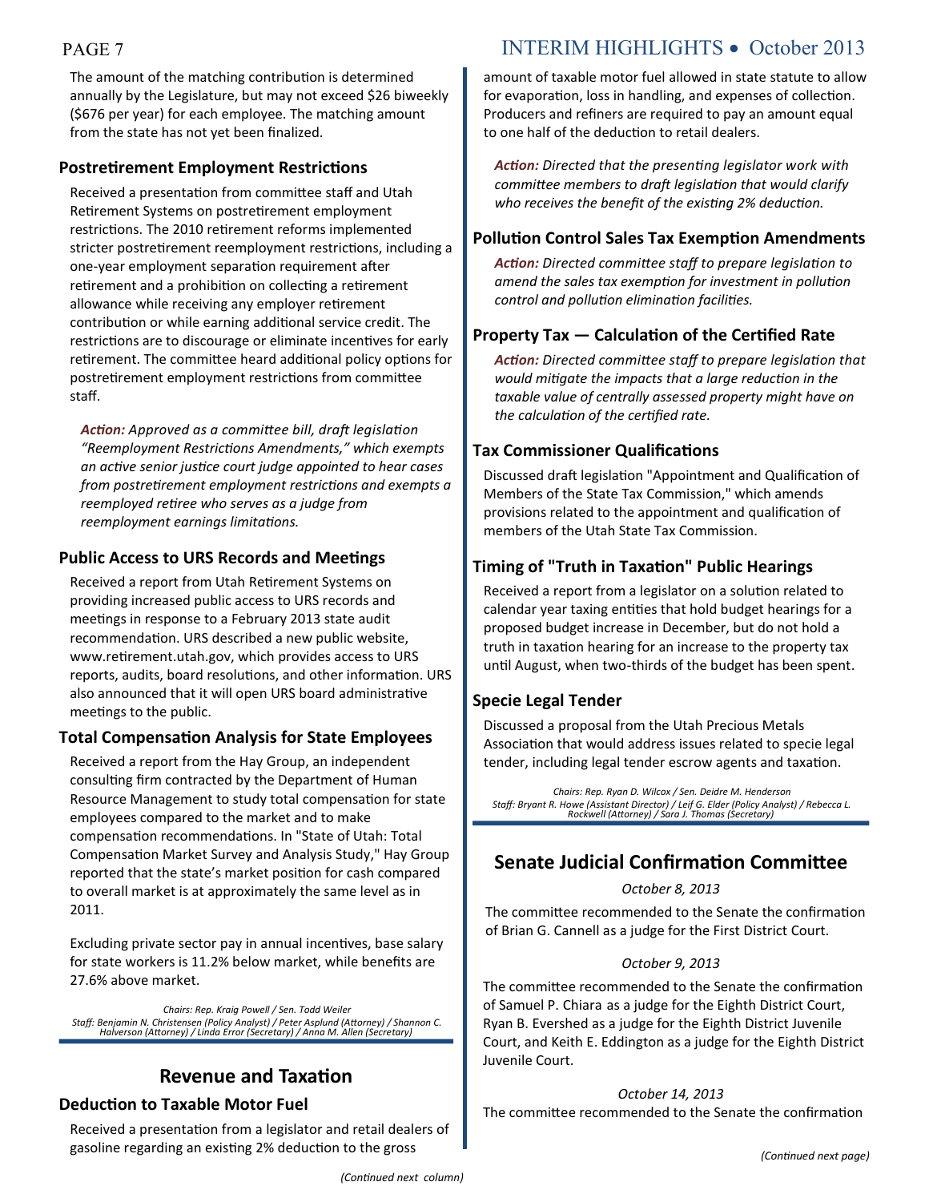The amount of the matching contribution is determined annually by the Legislature, but may not exceed $26 biweekly ($676 per year) for each employee. The matching amount from the state has not yet been finalized.

### Postretirement Employment Restrictions

Received a presentation from committee staff and Utah Retirement Systems on postretirement employment restrictions. The 2010 retirement reforms implemented stricter postretirement reemployment restrictions, including a one-year employment separation requirement after retirement and a prohibition on collecting a retirement allowance while receiving any employer retirement contribution or while earning additional service credit. The restrictions are to discourage or eliminate incentives for early retirement. The committee heard additional policy options for postretirement employment restrictions from committee staff.

***Action:*** *Approved as a committee bill, draft legislation "Reemployment Restrictions Amendments," which exempts an active senior justice court judge appointed to hear cases from postretirement employment restrictions and exempts a reemployed retiree who serves as a judge from reemployment earnings limitations.*

### Public Access to URS Records and Meetings

Received a report from Utah Retirement Systems on providing increased public access to URS records and meetings in response to a February 2013 state audit recommendation. URS described a new public website, www.retirement.utah.gov, which provides access to URS reports, audits, board resolutions, and other information. URS also announced that it will open URS board administrative meetings to the public.

### Total Compensation Analysis for State Employees

Received a report from the Hay Group, an independent consulting firm contracted by the Department of Human Resource Management to study total compensation for state employees compared to the market and to make compensation recommendations. In "State of Utah: Total Compensation Market Survey and Analysis Study," Hay Group reported that the state's market position for cash compared to overall market is at approximately the same level as in 2011.

Excluding private sector pay in annual incentives, base salary for state workers is 11.2% below market, while benefits are 27.6% above market.

*Chairs: Rep. Kraig Powell / Sen. Todd Weiler*
*Staff: Benjamin N. Christensen (Policy Analyst) / Peter Asplund (Attorney) / Shannon C. Halverson (Attorney) / Linda Error (Secretary) / Anna M. Allen (Secretary)*

## Revenue and Taxation

### Deduction to Taxable Motor Fuel

Received a presentation from a legislator and retail dealers of gasoline regarding an existing 2% deduction to the gross amount of taxable motor fuel allowed in state statute to allow for evaporation, loss in handling, and expenses of collection. Producers and refiners are required to pay an amount equal to one half of the deduction to retail dealers.

***Action:*** *Directed that the presenting legislator work with committee members to draft legislation that would clarify who receives the benefit of the existing 2% deduction.*

### Pollution Control Sales Tax Exemption Amendments

***Action:*** *Directed committee staff to prepare legislation to amend the sales tax exemption for investment in pollution control and pollution elimination facilities.*

### Property Tax — Calculation of the Certified Rate

***Action:*** *Directed committee staff to prepare legislation that would mitigate the impacts that a large reduction in the taxable value of centrally assessed property might have on the calculation of the certified rate.*

### Tax Commissioner Qualifications

Discussed draft legislation "Appointment and Qualification of Members of the State Tax Commission," which amends provisions related to the appointment and qualification of members of the Utah State Tax Commission.

### Timing of "Truth in Taxation" Public Hearings

Received a report from a legislator on a solution related to calendar year taxing entities that hold budget hearings for a proposed budget increase in December, but do not hold a truth in taxation hearing for an increase to the property tax until August, when two-thirds of the budget has been spent.

### Specie Legal Tender

Discussed a proposal from the Utah Precious Metals Association that would address issues related to specie legal tender, including legal tender escrow agents and taxation.

*Chairs: Rep. Ryan D. Wilcox / Sen. Deidre M. Henderson*
*Staff: Bryant R. Howe (Assistant Director) / Leif G. Elder (Policy Analyst) / Rebecca L. Rockwell (Attorney) / Sara J. Thomas (Secretary)*

## Senate Judicial Confirmation Committee

*October 8, 2013*

The committee recommended to the Senate the confirmation of Brian G. Cannell as a judge for the First District Court.

*October 9, 2013*

The committee recommended to the Senate the confirmation of Samuel P. Chiara as a judge for the Eighth District Court, Ryan B. Evershed as a judge for the Eighth District Juvenile Court, and Keith E. Eddington as a judge for the Eighth District Juvenile Court.

*October 14, 2013*

The committee recommended to the Senate the confirmation

*(Continued next page)*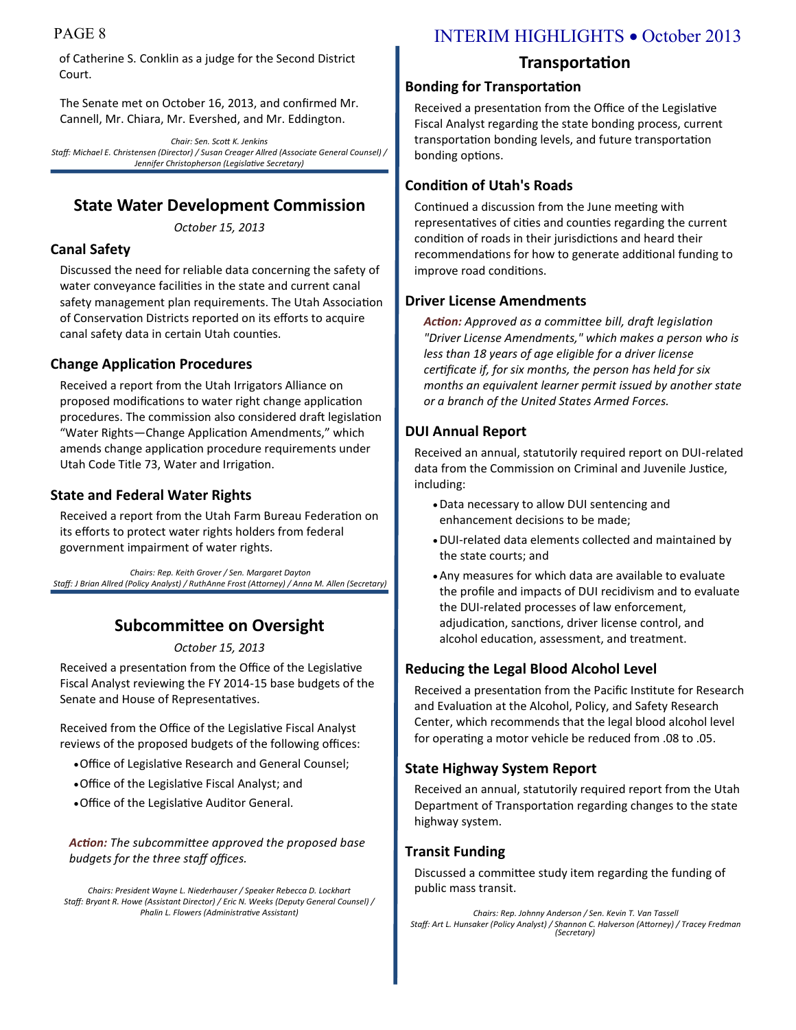of Catherine S. Conklin as a judge for the Second District Court.

The Senate met on October 16, 2013, and confirmed Mr. Cannell, Mr. Chiara, Mr. Evershed, and Mr. Eddington.

*Chair: Sen. Scott K. Jenkins*
*Staff: Michael E. Christensen (Director) / Susan Creager Allred (Associate General Counsel) / Jennifer Christopherson (Legislative Secretary)*

## State Water Development Commission

*October 15, 2013*

### Canal Safety

Discussed the need for reliable data concerning the safety of water conveyance facilities in the state and current canal safety management plan requirements. The Utah Association of Conservation Districts reported on its efforts to acquire canal safety data in certain Utah counties.

### Change Application Procedures

Received a report from the Utah Irrigators Alliance on proposed modifications to water right change application procedures. The commission also considered draft legislation "Water Rights—Change Application Amendments," which amends change application procedure requirements under Utah Code Title 73, Water and Irrigation.

### State and Federal Water Rights

Received a report from the Utah Farm Bureau Federation on its efforts to protect water rights holders from federal government impairment of water rights.

*Chairs: Rep. Keith Grover / Sen. Margaret Dayton*
*Staff: J Brian Allred (Policy Analyst) / RuthAnne Frost (Attorney) / Anna M. Allen (Secretary)*

## Subcommittee on Oversight

*October 15, 2013*

Received a presentation from the Office of the Legislative Fiscal Analyst reviewing the FY 2014-15 base budgets of the Senate and House of Representatives.

Received from the Office of the Legislative Fiscal Analyst reviews of the proposed budgets of the following offices:

- Office of Legislative Research and General Counsel;
- Office of the Legislative Fiscal Analyst; and
- Office of the Legislative Auditor General.

***Action:*** *The subcommittee approved the proposed base budgets for the three staff offices.*

*Chairs: President Wayne L. Niederhauser / Speaker Rebecca D. Lockhart*
*Staff: Bryant R. Howe (Assistant Director) / Eric N. Weeks (Deputy General Counsel) / Phalin L. Flowers (Administrative Assistant)*

## Transportation

### Bonding for Transportation

Received a presentation from the Office of the Legislative Fiscal Analyst regarding the state bonding process, current transportation bonding levels, and future transportation bonding options.

### Condition of Utah's Roads

Continued a discussion from the June meeting with representatives of cities and counties regarding the current condition of roads in their jurisdictions and heard their recommendations for how to generate additional funding to improve road conditions.

### Driver License Amendments

***Action:*** *Approved as a committee bill, draft legislation "Driver License Amendments," which makes a person who is less than 18 years of age eligible for a driver license certificate if, for six months, the person has held for six months an equivalent learner permit issued by another state or a branch of the United States Armed Forces.*

### DUI Annual Report

Received an annual, statutorily required report on DUI-related data from the Commission on Criminal and Juvenile Justice, including:

- Data necessary to allow DUI sentencing and enhancement decisions to be made;
- DUI-related data elements collected and maintained by the state courts; and
- Any measures for which data are available to evaluate the profile and impacts of DUI recidivism and to evaluate the DUI-related processes of law enforcement, adjudication, sanctions, driver license control, and alcohol education, assessment, and treatment.

### Reducing the Legal Blood Alcohol Level

Received a presentation from the Pacific Institute for Research and Evaluation at the Alcohol, Policy, and Safety Research Center, which recommends that the legal blood alcohol level for operating a motor vehicle be reduced from .08 to .05.

### State Highway System Report

Received an annual, statutorily required report from the Utah Department of Transportation regarding changes to the state highway system.

### Transit Funding

Discussed a committee study item regarding the funding of public mass transit.

*Chairs: Rep. Johnny Anderson / Sen. Kevin T. Van Tassell*
*Staff: Art L. Hunsaker (Policy Analyst) / Shannon C. Halverson (Attorney) / Tracey Fredman (Secretary)*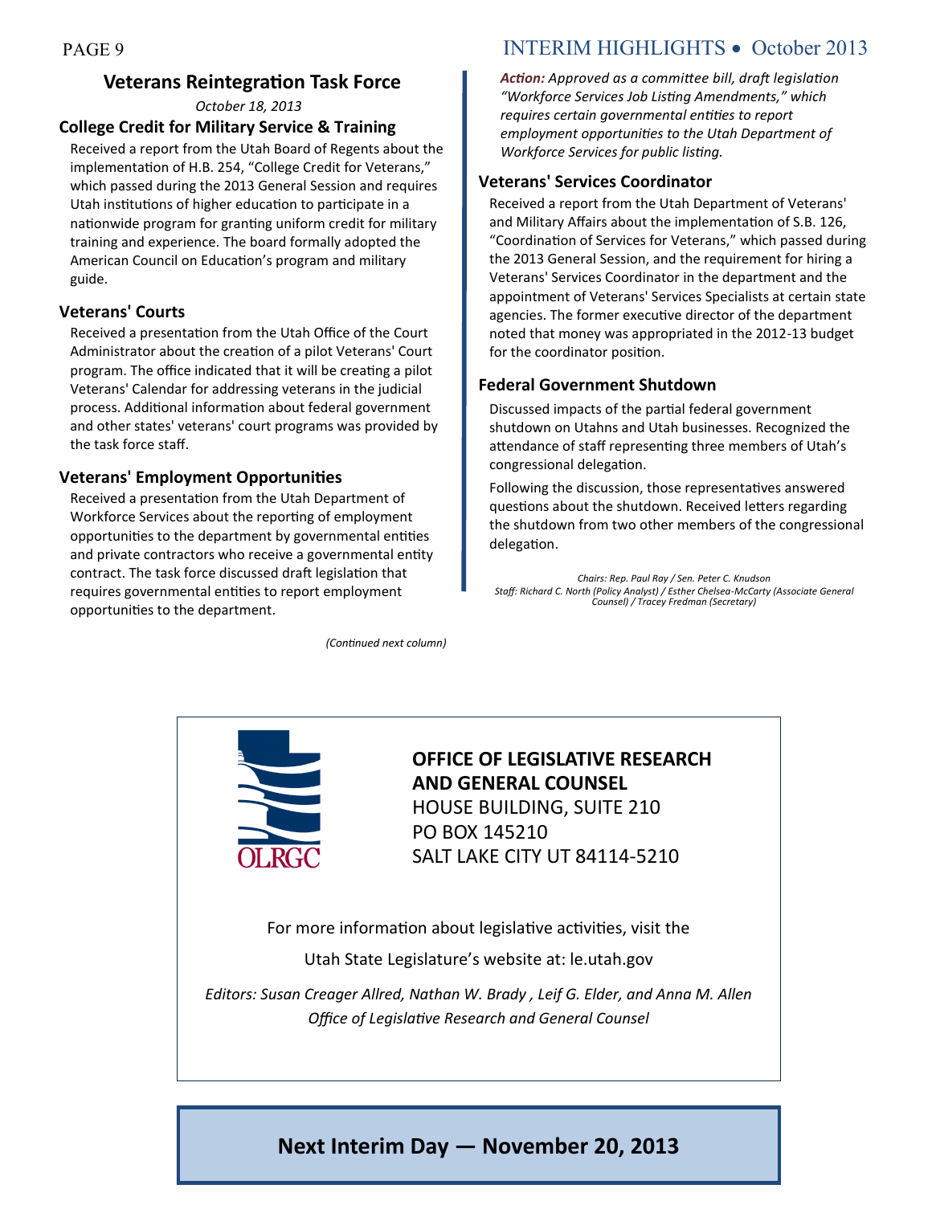## Veterans Reintegration Task Force

*October 18, 2013*

### College Credit for Military Service & Training

Received a report from the Utah Board of Regents about the implementation of H.B. 254, “College Credit for Veterans,” which passed during the 2013 General Session and requires Utah institutions of higher education to participate in a nationwide program for granting uniform credit for military training and experience. The board formally adopted the American Council on Education’s program and military guide.

### Veterans' Courts

Received a presentation from the Utah Office of the Court Administrator about the creation of a pilot Veterans' Court program. The office indicated that it will be creating a pilot Veterans' Calendar for addressing veterans in the judicial process. Additional information about federal government and other states' veterans' court programs was provided by the task force staff.

### Veterans' Employment Opportunities

Received a presentation from the Utah Department of Workforce Services about the reporting of employment opportunities to the department by governmental entities and private contractors who receive a governmental entity contract. The task force discussed draft legislation that requires governmental entities to report employment opportunities to the department.

*(Continued next column)*

***Action:*** *Approved as a committee bill, draft legislation “Workforce Services Job Listing Amendments,” which requires certain governmental entities to report employment opportunities to the Utah Department of Workforce Services for public listing.*

### Veterans' Services Coordinator

Received a report from the Utah Department of Veterans' and Military Affairs about the implementation of S.B. 126, “Coordination of Services for Veterans,” which passed during the 2013 General Session, and the requirement for hiring a Veterans' Services Coordinator in the department and the appointment of Veterans' Services Specialists at certain state agencies. The former executive director of the department noted that money was appropriated in the 2012-13 budget for the coordinator position.

### Federal Government Shutdown

Discussed impacts of the partial federal government shutdown on Utahns and Utah businesses. Recognized the attendance of staff representing three members of Utah’s congressional delegation.

Following the discussion, those representatives answered questions about the shutdown. Received letters regarding the shutdown from two other members of the congressional delegation.

*Chairs: Rep. Paul Ray / Sen. Peter C. Knudson*
*Staff: Richard C. North (Policy Analyst) / Esther Chelsea-McCarty (Associate General Counsel) / Tracey Fredman (Secretary)*

OLRGC

**OFFICE OF LEGISLATIVE RESEARCH AND GENERAL COUNSEL**
HOUSE BUILDING, SUITE 210
PO BOX 145210
SALT LAKE CITY UT 84114-5210

For more information about legislative activities, visit the

Utah State Legislature’s website at: le.utah.gov

*Editors: Susan Creager Allred, Nathan W. Brady , Leif G. Elder, and Anna M. Allen*
*Office of Legislative Research and General Counsel*

**Next Interim Day — November 20, 2013**